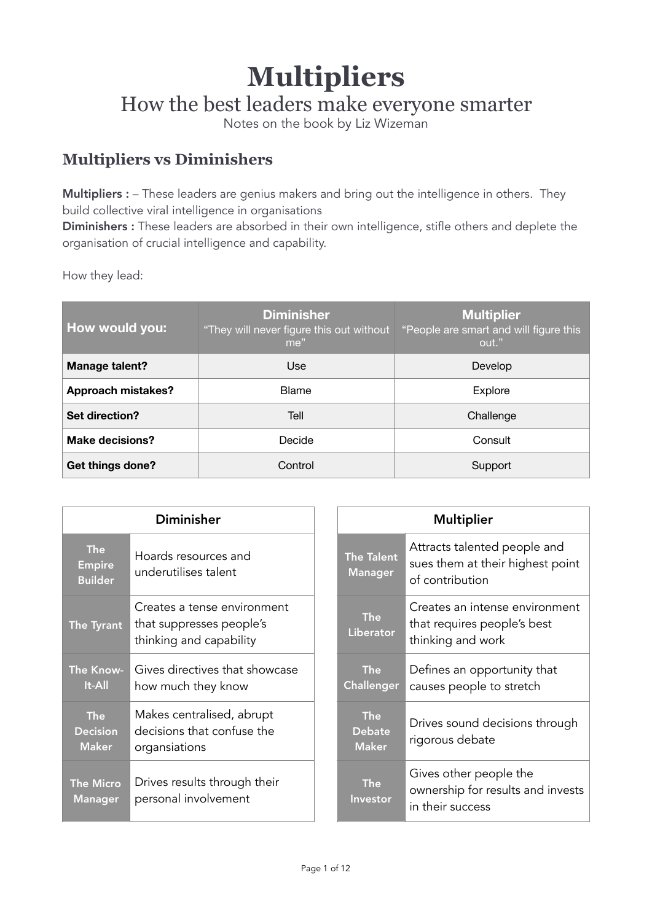# Multipliers

## How the best leaders make everyone smarter

Notes on the book by Liz Wizeman

## Multipliers vs Diminishers

**Multipliers :** – These leaders are genius makers and bring out the intelligence in others. They build collective viral intelligence in organisations
**Diminishers :** These leaders are absorbed in their own intelligence, stifle others and deplete the organisation of crucial intelligence and capability.

How they lead:

| How would you: | Diminisher "They will never figure this out without me" | Multiplier "People are smart and will figure this out." |
|---|---|---|
| **Manage talent?** | Use | Develop |
| **Approach mistakes?** | Blame | Explore |
| **Set direction?** | Tell | Challenge |
| **Make decisions?** | Decide | Consult |
| **Get things done?** | Control | Support |

| Diminisher | |
|---|---|
| The Empire Builder | Hoards resources and underutilises talent |
| The Tyrant | Creates a tense environment that suppresses people's thinking and capability |
| The Know-It-All | Gives directives that showcase how much they know |
| The Decision Maker | Makes centralised, abrupt decisions that confuse the organisations |
| The Micro Manager | Drives results through their personal involvement |

| Multiplier | |
|---|---|
| The Talent Manager | Attracts talented people and sues them at their highest point of contribution |
| The Liberator | Creates an intense environment that requires people's best thinking and work |
| The Challenger | Defines an opportunity that causes people to stretch |
| The Debate Maker | Drives sound decisions through rigorous debate |
| The Investor | Gives other people the ownership for results and invests in their success |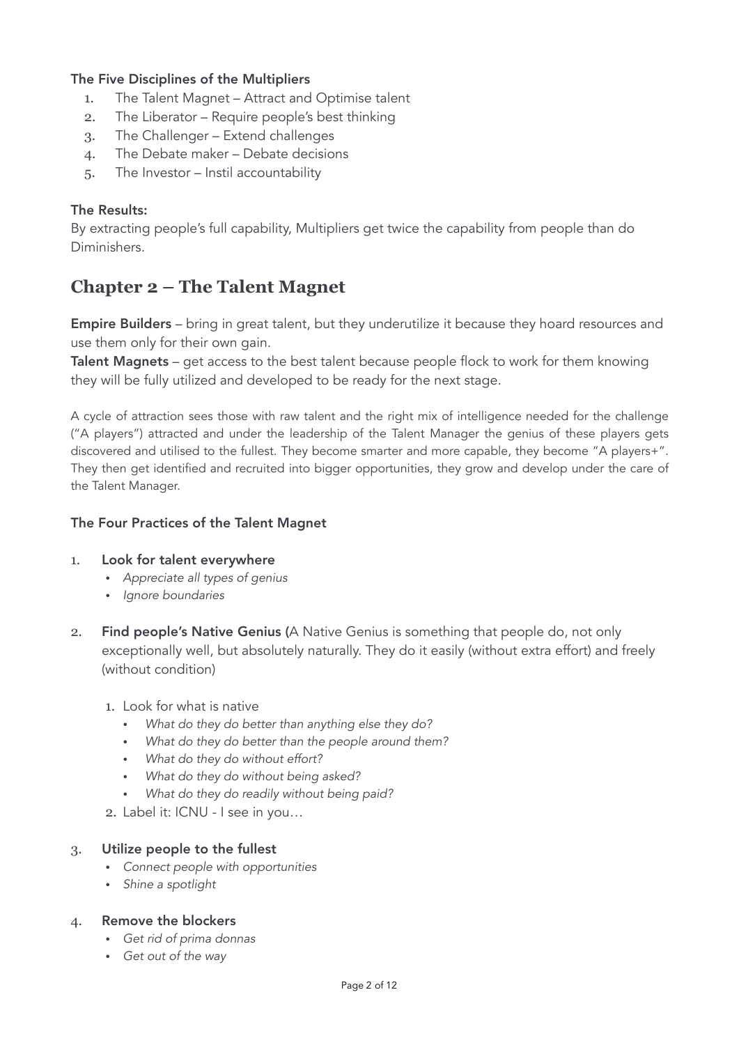**The Five Disciplines of the Multipliers**

1. The Talent Magnet – Attract and Optimise talent
2. The Liberator – Require people's best thinking
3. The Challenger – Extend challenges
4. The Debate maker – Debate decisions
5. The Investor – Instil accountability

**The Results:**

By extracting people's full capability, Multipliers get twice the capability from people than do Diminishers.

## Chapter 2 – The Talent Magnet

**Empire Builders** – bring in great talent, but they underutilize it because they hoard resources and use them only for their own gain.

**Talent Magnets** – get access to the best talent because people flock to work for them knowing they will be fully utilized and developed to be ready for the next stage.

A cycle of attraction sees those with raw talent and the right mix of intelligence needed for the challenge ("A players") attracted and under the leadership of the Talent Manager the genius of these players gets discovered and utilised to the fullest. They become smarter and more capable, they become "A players+". They then get identified and recruited into bigger opportunities, they grow and develop under the care of the Talent Manager.

**The Four Practices of the Talent Magnet**

1. **Look for talent everywhere**
   - *Appreciate all types of genius*
   - *Ignore boundaries*

2. **Find people's Native Genius (**A Native Genius is something that people do, not only exceptionally well, but absolutely naturally. They do it easily (without extra effort) and freely (without condition)

   1. Look for what is native
      - *What do they do better than anything else they do?*
      - *What do they do better than the people around them?*
      - *What do they do without effort?*
      - *What do they do without being asked?*
      - *What do they do readily without being paid?*
   2. Label it: ICNU - I see in you…

3. **Utilize people to the fullest**
   - *Connect people with opportunities*
   - *Shine a spotlight*

4. **Remove the blockers**
   - *Get rid of prima donnas*
   - *Get out of the way*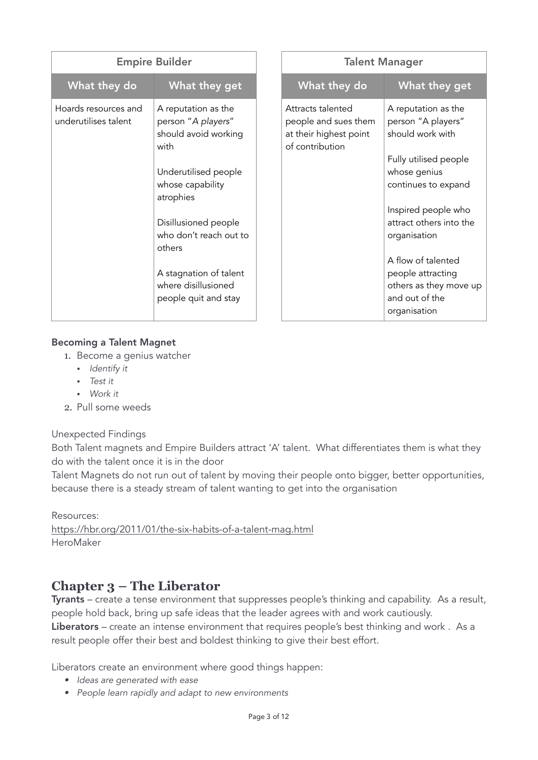| Empire Builder | |
|---|---|
| **What they do** | **What they get** |
| Hoards resources and underutilises talent | A reputation as the person "*A players*" should avoid working with<br><br>Underutilised people whose capability atrophies<br><br>Disillusioned people who don't reach out to others<br><br>A stagnation of talent where disillusioned people quit and stay |

| Talent Manager | |
|---|---|
| **What they do** | **What they get** |
| Attracts talented people and sues them at their highest point of contribution | A reputation as the person "A players" should work with<br><br>Fully utilised people whose genius continues to expand<br><br>Inspired people who attract others into the organisation<br><br>A flow of talented people attracting others as they move up and out of the organisation |

**Becoming a Talent Magnet**

1. Become a genius watcher
   - *Identify it*
   - *Test it*
   - *Work it*
2. Pull some weeds

Unexpected Findings

Both Talent magnets and Empire Builders attract 'A' talent. What differentiates them is what they do with the talent once it is in the door

Talent Magnets do not run out of talent by moving their people onto bigger, better opportunities, because there is a steady stream of talent wanting to get into the organisation

Resources:

https://hbr.org/2011/01/the-six-habits-of-a-talent-mag.html

HeroMaker

## Chapter 3 – The Liberator

**Tyrants** – create a tense environment that suppresses people's thinking and capability. As a result, people hold back, bring up safe ideas that the leader agrees with and work cautiously.

**Liberators** – create an intense environment that requires people's best thinking and work . As a result people offer their best and boldest thinking to give their best effort.

Liberators create an environment where good things happen:

- *Ideas are generated with ease*
- *People learn rapidly and adapt to new environments*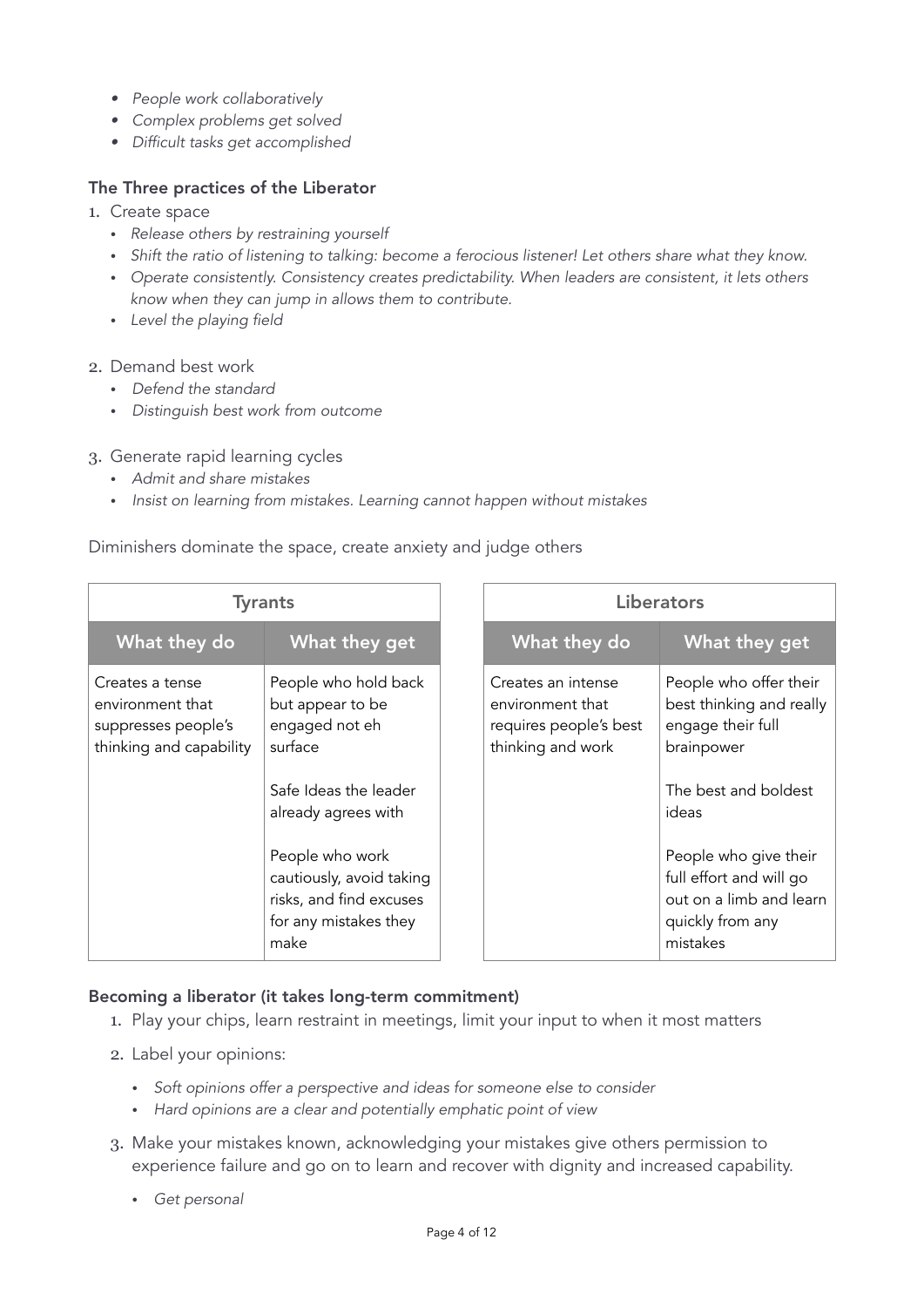- *People work collaboratively*
- *Complex problems get solved*
- *Difficult tasks get accomplished*

**The Three practices of the Liberator**

1. Create space
   - *Release others by restraining yourself*
   - *Shift the ratio of listening to talking: become a ferocious listener! Let others share what they know.*
   - *Operate consistently. Consistency creates predictability. When leaders are consistent, it lets others know when they can jump in allows them to contribute.*
   - *Level the playing field*

2. Demand best work
   - *Defend the standard*
   - *Distinguish best work from outcome*

3. Generate rapid learning cycles
   - *Admit and share mistakes*
   - *Insist on learning from mistakes. Learning cannot happen without mistakes*

Diminishers dominate the space, create anxiety and judge others

| Tyrants | |
|---|---|
| **What they do** | **What they get** |
| Creates a tense environment that suppresses people's thinking and capability | People who hold back but appear to be engaged not eh surface<br><br>Safe Ideas the leader already agrees with<br><br>People who work cautiously, avoid taking risks, and find excuses for any mistakes they make |

| Liberators | |
|---|---|
| **What they do** | **What they get** |
| Creates an intense environment that requires people's best thinking and work | People who offer their best thinking and really engage their full brainpower<br><br>The best and boldest ideas<br><br>People who give their full effort and will go out on a limb and learn quickly from any mistakes |

**Becoming a liberator (it takes long-term commitment)**

1. Play your chips, learn restraint in meetings, limit your input to when it most matters
2. Label your opinions:
   - *Soft opinions offer a perspective and ideas for someone else to consider*
   - *Hard opinions are a clear and potentially emphatic point of view*
3. Make your mistakes known, acknowledging your mistakes give others permission to experience failure and go on to learn and recover with dignity and increased capability.
   - *Get personal*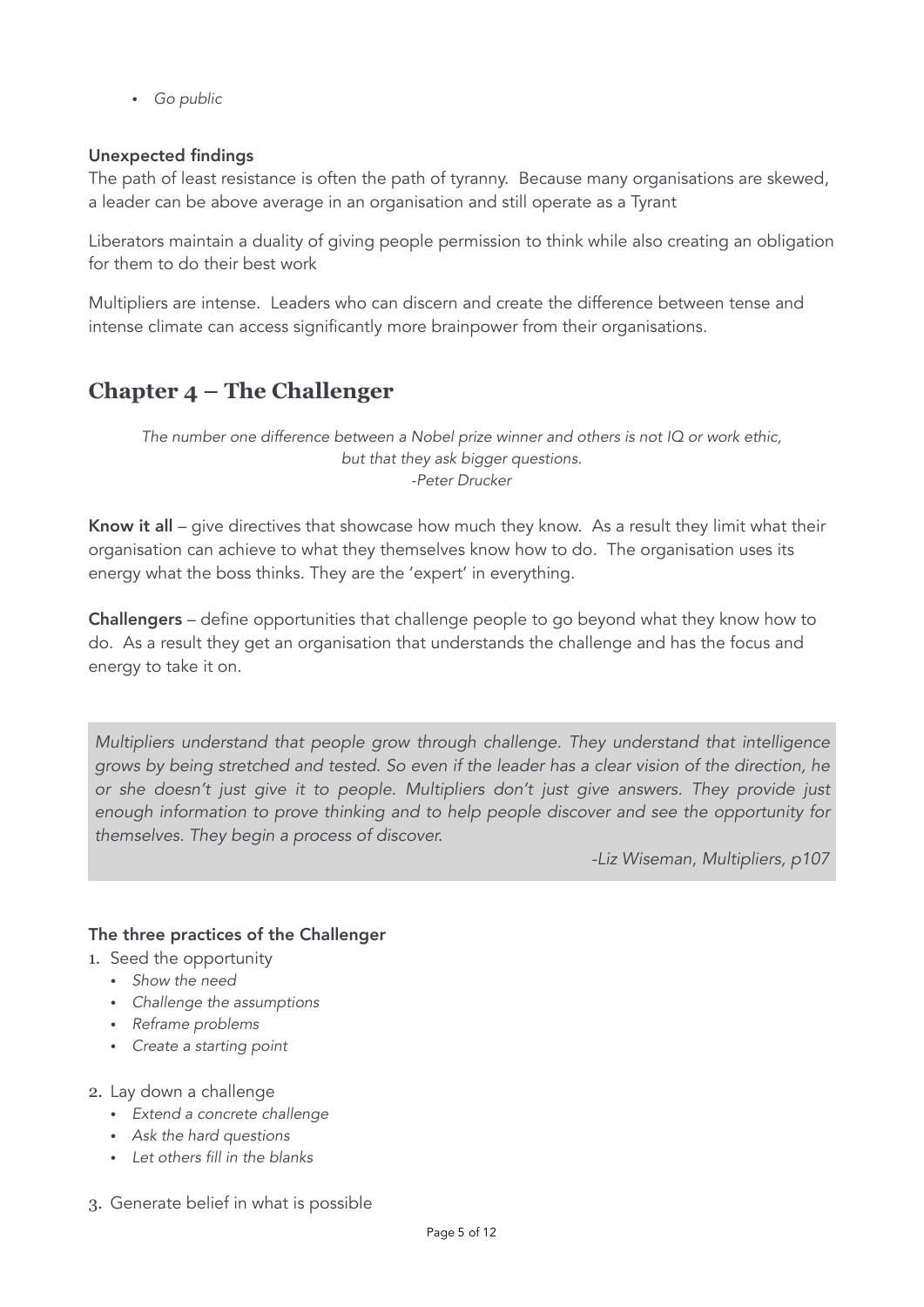- *Go public*

**Unexpected findings**

The path of least resistance is often the path of tyranny. Because many organisations are skewed, a leader can be above average in an organisation and still operate as a Tyrant

Liberators maintain a duality of giving people permission to think while also creating an obligation for them to do their best work

Multipliers are intense. Leaders who can discern and create the difference between tense and intense climate can access significantly more brainpower from their organisations.

## Chapter 4 – The Challenger

*The number one difference between a Nobel prize winner and others is not IQ or work ethic, but that they ask bigger questions.*
*-Peter Drucker*

**Know it all** – give directives that showcase how much they know. As a result they limit what their organisation can achieve to what they themselves know how to do. The organisation uses its energy what the boss thinks. They are the 'expert' in everything.

**Challengers** – define opportunities that challenge people to go beyond what they know how to do. As a result they get an organisation that understands the challenge and has the focus and energy to take it on.

> *Multipliers understand that people grow through challenge. They understand that intelligence grows by being stretched and tested. So even if the leader has a clear vision of the direction, he or she doesn't just give it to people. Multipliers don't just give answers. They provide just enough information to prove thinking and to help people discover and see the opportunity for themselves. They begin a process of discover.*
>
> *-Liz Wiseman, Multipliers, p107*

**The three practices of the Challenger**

1. Seed the opportunity
   - *Show the need*
   - *Challenge the assumptions*
   - *Reframe problems*
   - *Create a starting point*
2. Lay down a challenge
   - *Extend a concrete challenge*
   - *Ask the hard questions*
   - *Let others fill in the blanks*
3. Generate belief in what is possible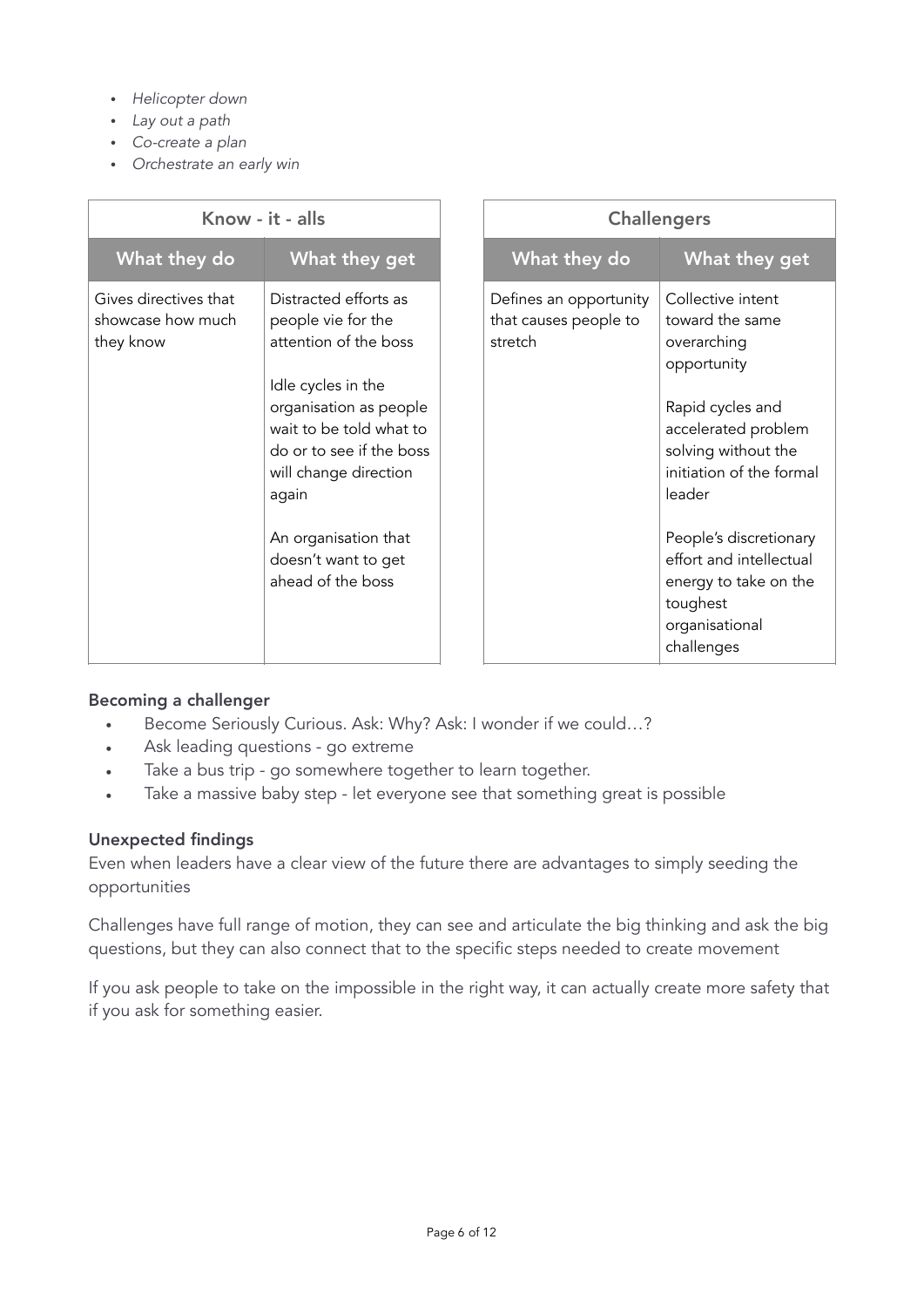- *Helicopter down*
- *Lay out a path*
- *Co-create a plan*
- *Orchestrate an early win*

| Know - it - alls | |
|---|---|
| **What they do** | **What they get** |
| Gives directives that showcase how much they know | Distracted efforts as people vie for the attention of the boss<br><br>Idle cycles in the organisation as people wait to be told what to do or to see if the boss will change direction again<br><br>An organisation that doesn't want to get ahead of the boss |

| Challengers | |
|---|---|
| **What they do** | **What they get** |
| Defines an opportunity that causes people to stretch | Collective intent toward the same overarching opportunity<br><br>Rapid cycles and accelerated problem solving without the initiation of the formal leader<br><br>People's discretionary effort and intellectual energy to take on the toughest organisational challenges |

**Becoming a challenger**

- Become Seriously Curious. Ask: Why? Ask: I wonder if we could…?
- Ask leading questions - go extreme
- Take a bus trip - go somewhere together to learn together.
- Take a massive baby step - let everyone see that something great is possible

**Unexpected findings**

Even when leaders have a clear view of the future there are advantages to simply seeding the opportunities

Challenges have full range of motion, they can see and articulate the big thinking and ask the big questions, but they can also connect that to the specific steps needed to create movement

If you ask people to take on the impossible in the right way, it can actually create more safety that if you ask for something easier.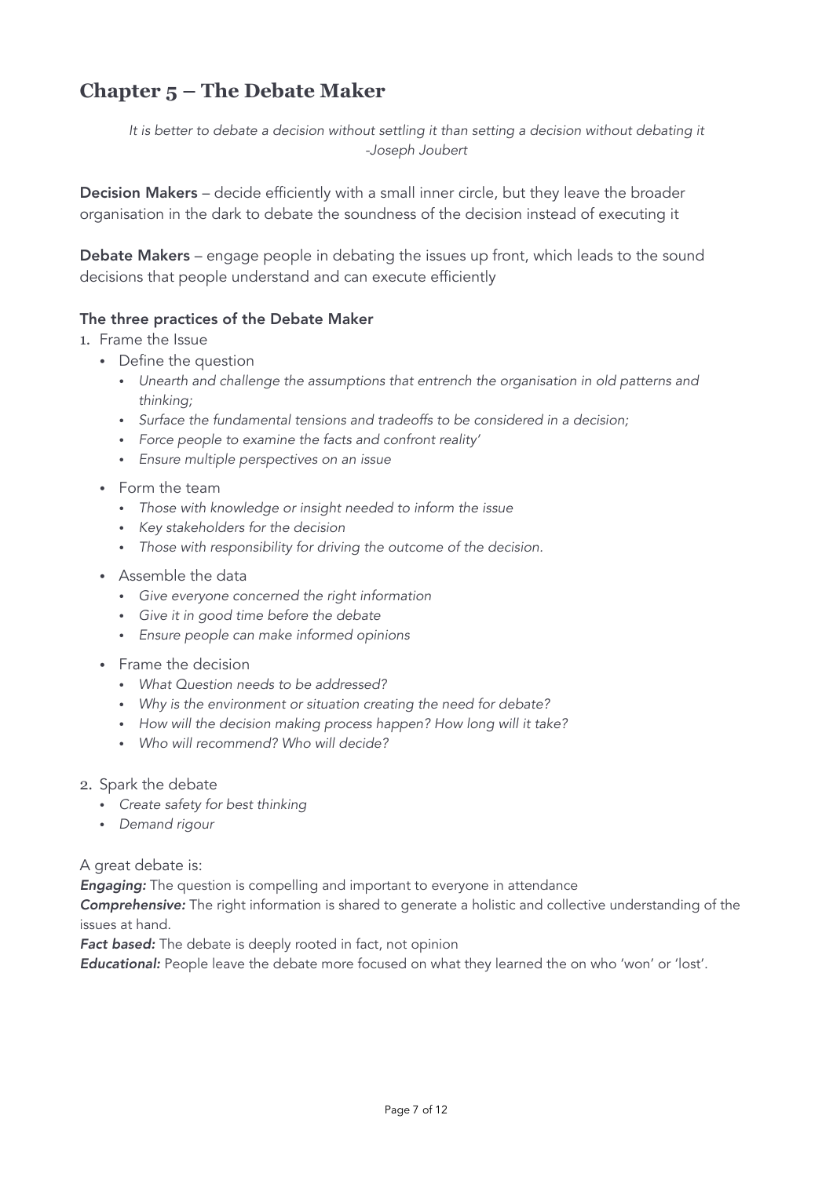## Chapter 5 – The Debate Maker

*It is better to debate a decision without settling it than setting a decision without debating it*
*-Joseph Joubert*

**Decision Makers** – decide efficiently with a small inner circle, but they leave the broader organisation in the dark to debate the soundness of the decision instead of executing it

**Debate Makers** – engage people in debating the issues up front, which leads to the sound decisions that people understand and can execute efficiently

### The three practices of the Debate Maker

1. Frame the Issue
   - Define the question
     - *Unearth and challenge the assumptions that entrench the organisation in old patterns and thinking;*
     - *Surface the fundamental tensions and tradeoffs to be considered in a decision;*
     - *Force people to examine the facts and confront reality'*
     - *Ensure multiple perspectives on an issue*
   - Form the team
     - *Those with knowledge or insight needed to inform the issue*
     - *Key stakeholders for the decision*
     - *Those with responsibility for driving the outcome of the decision.*
   - Assemble the data
     - *Give everyone concerned the right information*
     - *Give it in good time before the debate*
     - *Ensure people can make informed opinions*
   - Frame the decision
     - *What Question needs to be addressed?*
     - *Why is the environment or situation creating the need for debate?*
     - *How will the decision making process happen? How long will it take?*
     - *Who will recommend? Who will decide?*
2. Spark the debate
   - *Create safety for best thinking*
   - *Demand rigour*

A great debate is:

***Engaging:*** The question is compelling and important to everyone in attendance

***Comprehensive:*** The right information is shared to generate a holistic and collective understanding of the issues at hand.

***Fact based:*** The debate is deeply rooted in fact, not opinion

***Educational:*** People leave the debate more focused on what they learned the on who 'won' or 'lost'.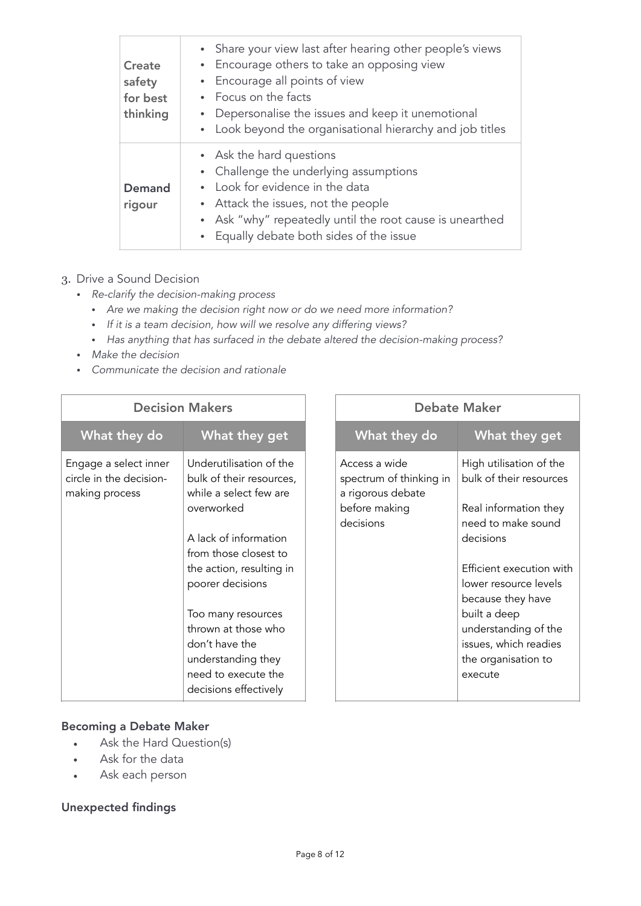| | |
|---|---|
| **Create safety for best thinking** | • Share your view last after hearing other people's views<br>• Encourage others to take an opposing view<br>• Encourage all points of view<br>• Focus on the facts<br>• Depersonalise the issues and keep it unemotional<br>• Look beyond the organisational hierarchy and job titles |
| **Demand rigour** | • Ask the hard questions<br>• Challenge the underlying assumptions<br>• Look for evidence in the data<br>• Attack the issues, not the people<br>• Ask "why" repeatedly until the root cause is unearthed<br>• Equally debate both sides of the issue |

3. Drive a Sound Decision
   - *Re-clarify the decision-making process*
     - *Are we making the decision right now or do we need more information?*
     - *If it is a team decision, how will we resolve any differing views?*
     - *Has anything that has surfaced in the debate altered the decision-making process?*
   - *Make the decision*
   - *Communicate the decision and rationale*

| Decision Makers | |
|---|---|
| **What they do** | **What they get** |
| Engage a select inner circle in the decision-making process | Underutilisation of the bulk of their resources, while a select few are overworked<br><br>A lack of information from those closest to the action, resulting in poorer decisions<br><br>Too many resources thrown at those who don't have the understanding they need to execute the decisions effectively |

| Debate Maker | |
|---|---|
| **What they do** | **What they get** |
| Access a wide spectrum of thinking in a rigorous debate before making decisions | High utilisation of the bulk of their resources<br><br>Real information they need to make sound decisions<br><br>Efficient execution with lower resource levels because they have built a deep understanding of the issues, which readies the organisation to execute |

**Becoming a Debate Maker**

- Ask the Hard Question(s)
- Ask for the data
- Ask each person

**Unexpected findings**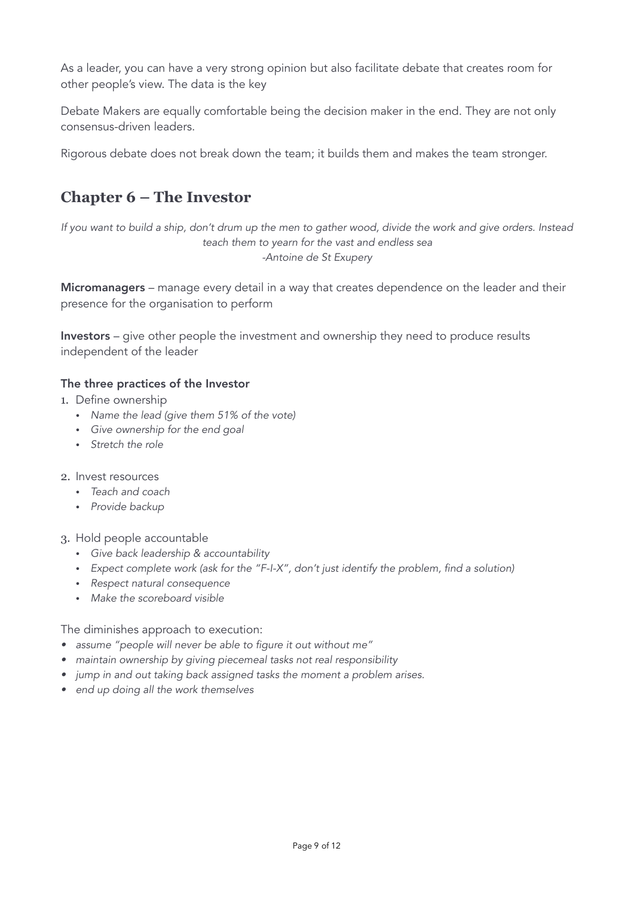As a leader, you can have a very strong opinion but also facilitate debate that creates room for other people's view. The data is the key

Debate Makers are equally comfortable being the decision maker in the end. They are not only consensus-driven leaders.

Rigorous debate does not break down the team; it builds them and makes the team stronger.

## Chapter 6 – The Investor

*If you want to build a ship, don't drum up the men to gather wood, divide the work and give orders. Instead teach them to yearn for the vast and endless sea*
*-Antoine de St Exupery*

**Micromanagers** – manage every detail in a way that creates dependence on the leader and their presence for the organisation to perform

**Investors** – give other people the investment and ownership they need to produce results independent of the leader

**The three practices of the Investor**

1. Define ownership
    - *Name the lead (give them 51% of the vote)*
    - *Give ownership for the end goal*
    - *Stretch the role*

2. Invest resources
    - *Teach and coach*
    - *Provide backup*

3. Hold people accountable
    - *Give back leadership & accountability*
    - *Expect complete work (ask for the "F-I-X", don't just identify the problem, find a solution)*
    - *Respect natural consequence*
    - *Make the scoreboard visible*

The diminishes approach to execution:

- *assume "people will never be able to figure it out without me"*
- *maintain ownership by giving piecemeal tasks not real responsibility*
- *jump in and out taking back assigned tasks the moment a problem arises.*
- *end up doing all the work themselves*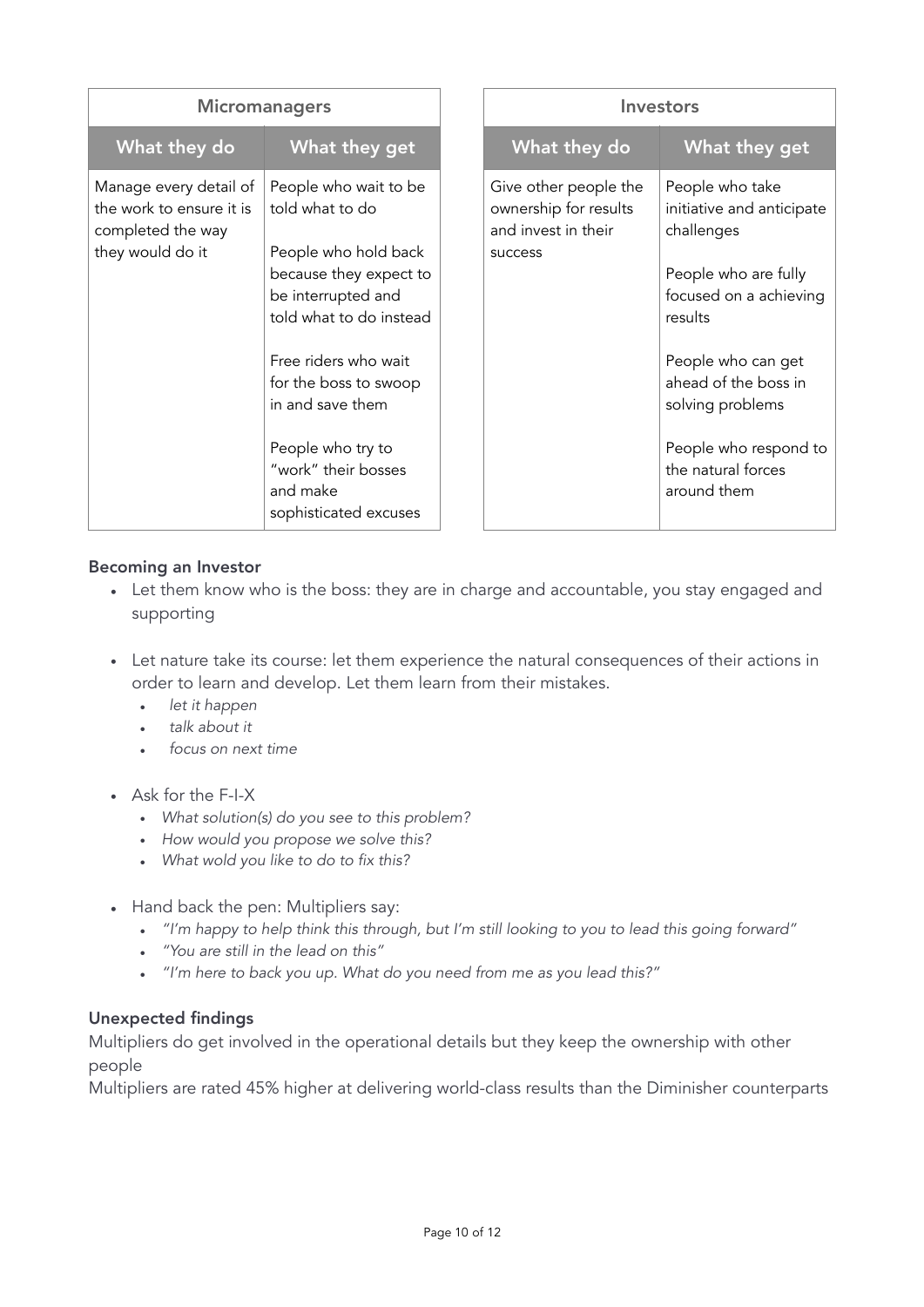| Micromanagers | |
|---|---|
| **What they do** | **What they get** |
| Manage every detail of the work to ensure it is completed the way they would do it | People who wait to be told what to do<br><br>People who hold back because they expect to be interrupted and told what to do instead<br><br>Free riders who wait for the boss to swoop in and save them<br><br>People who try to "work" their bosses and make sophisticated excuses |

| Investors | |
|---|---|
| **What they do** | **What they get** |
| Give other people the ownership for results and invest in their success | People who take initiative and anticipate challenges<br><br>People who are fully focused on a achieving results<br><br>People who can get ahead of the boss in solving problems<br><br>People who respond to the natural forces around them |

**Becoming an Investor**

- Let them know who is the boss: they are in charge and accountable, you stay engaged and supporting
- Let nature take its course: let them experience the natural consequences of their actions in order to learn and develop. Let them learn from their mistakes.
  - *let it happen*
  - *talk about it*
  - *focus on next time*
- Ask for the F-I-X
  - *What solution(s) do you see to this problem?*
  - *How would you propose we solve this?*
  - *What wold you like to do to fix this?*
- Hand back the pen: Multipliers say:
  - *"I'm happy to help think this through, but I'm still looking to you to lead this going forward"*
  - *"You are still in the lead on this"*
  - *"I'm here to back you up. What do you need from me as you lead this?"*

**Unexpected findings**

Multipliers do get involved in the operational details but they keep the ownership with other people

Multipliers are rated 45% higher at delivering world-class results than the Diminisher counterparts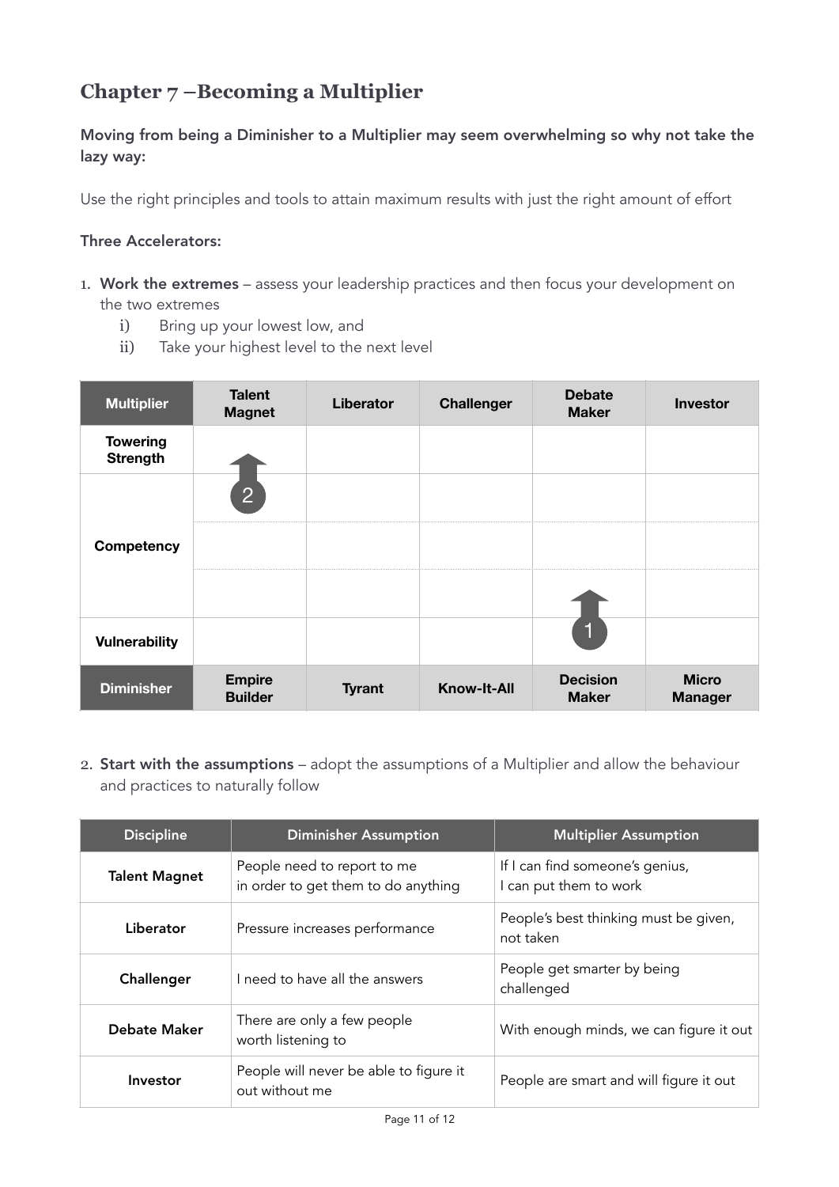## Chapter 7 –Becoming a Multiplier

**Moving from being a Diminisher to a Multiplier may seem overwhelming so why not take the lazy way:**

Use the right principles and tools to attain maximum results with just the right amount of effort

**Three Accelerators:**

1. **Work the extremes** – assess your leadership practices and then focus your development on the two extremes
   i) Bring up your lowest low, and
   ii) Take your highest level to the next level

| Multiplier | Talent Magnet | Liberator | Challenger | Debate Maker | Investor |
|---|---|---|---|---|---|
| Towering Strength | | | | | |
| | 2 | | | | |
| Competency | | | | | |
| | | | | | |
| Vulnerability | | | | 1 | |
| Diminisher | Empire Builder | Tyrant | Know-It-All | Decision Maker | Micro Manager |

2. **Start with the assumptions** – adopt the assumptions of a Multiplier and allow the behaviour and practices to naturally follow

| Discipline | Diminisher Assumption | Multiplier Assumption |
|---|---|---|
| Talent Magnet | People need to report to me in order to get them to do anything | If I can find someone's genius, I can put them to work |
| Liberator | Pressure increases performance | People's best thinking must be given, not taken |
| Challenger | I need to have all the answers | People get smarter by being challenged |
| Debate Maker | There are only a few people worth listening to | With enough minds, we can figure it out |
| Investor | People will never be able to figure it out without me | People are smart and will figure it out |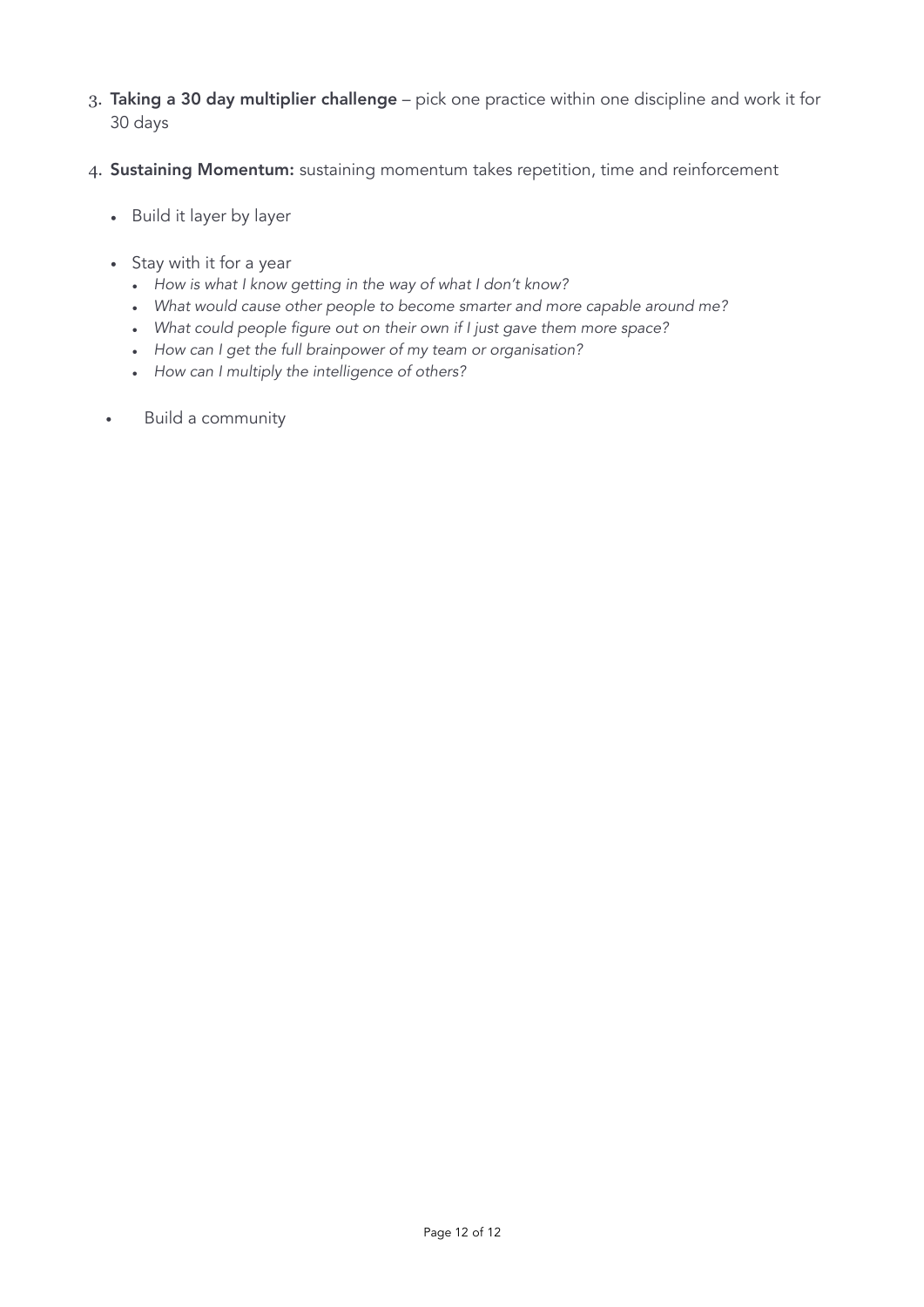3. **Taking a 30 day multiplier challenge** – pick one practice within one discipline and work it for 30 days

4. **Sustaining Momentum:** sustaining momentum takes repetition, time and reinforcement

   - Build it layer by layer
   - Stay with it for a year
     - *How is what I know getting in the way of what I don't know?*
     - *What would cause other people to become smarter and more capable around me?*
     - *What could people figure out on their own if I just gave them more space?*
     - *How can I get the full brainpower of my team or organisation?*
     - *How can I multiply the intelligence of others?*
   - Build a community